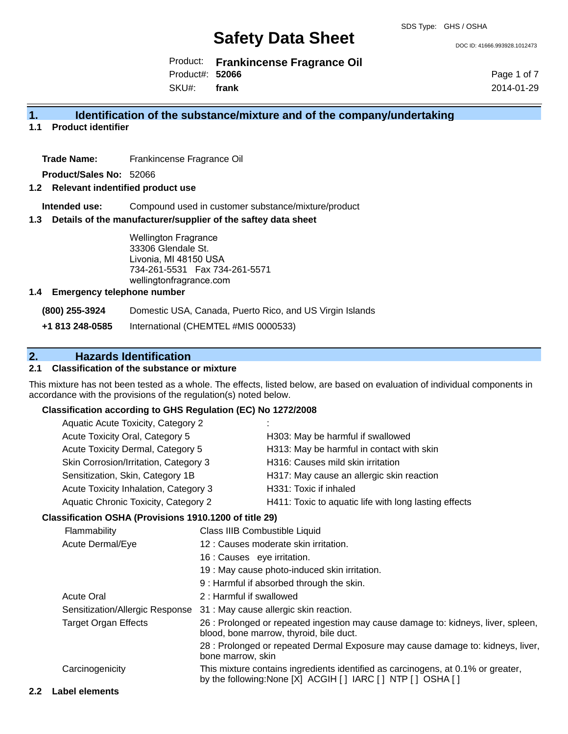# Safety Data Sheet

SDS Type: GHS / OSHA

DOC ID: 41666.993928.1012473

Product: **Frankincense Fragrance Oil**
Product#: **52066**
SKU#: **frank**

2014-01-29

## 1. Identification of the substance/mixture and of the company/undertaking

### 1.1 Product identifier

**Trade Name:** Frankincense Fragrance Oil

**Product/Sales No:** 52066

### 1.2 Relevant indentified product use

**Intended use:** Compound used in customer substance/mixture/product

### 1.3 Details of the manufacturer/supplier of the saftey data sheet

Wellington Fragrance
33306 Glendale St.
Livonia, MI 48150 USA
734-261-5531 Fax 734-261-5571
wellingtonfragrance.com

### 1.4 Emergency telephone number

**(800) 255-3924** Domestic USA, Canada, Puerto Rico, and US Virgin Islands

**+1 813 248-0585** International (CHEMTEL #MIS 0000533)

## 2. Hazards Identification

### 2.1 Classification of the substance or mixture

This mixture has not been tested as a whole. The effects, listed below, are based on evaluation of individual components in accordance with the provisions of the regulation(s) noted below.

**Classification according to GHS Regulation (EC) No 1272/2008**

| | |
|---|---|
| Aquatic Acute Toxicity, Category 2 | : |
| Acute Toxicity Oral, Category 5 | H303: May be harmful if swallowed |
| Acute Toxicity Dermal, Category 5 | H313: May be harmful in contact with skin |
| Skin Corrosion/Irritation, Category 3 | H316: Causes mild skin irritation |
| Sensitization, Skin, Category 1B | H317: May cause an allergic skin reaction |
| Acute Toxicity Inhalation, Category 3 | H331: Toxic if inhaled |
| Aquatic Chronic Toxicity, Category 2 | H411: Toxic to aquatic life with long lasting effects |

**Classification OSHA (Provisions 1910.1200 of title 29)**

| | |
|---|---|
| Flammability | Class IIIB Combustible Liquid |
| Acute Dermal/Eye | 12 : Causes moderate skin irritation. |
| | 16 : Causes eye irritation. |
| | 19 : May cause photo-induced skin irritation. |
| | 9 : Harmful if absorbed through the skin. |
| Acute Oral | 2 : Harmful if swallowed |
| Sensitization/Allergic Response | 31 : May cause allergic skin reaction. |
| Target Organ Effects | 26 : Prolonged or repeated ingestion may cause damage to: kidneys, liver, spleen, blood, bone marrow, thyroid, bile duct. |
| | 28 : Prolonged or repeated Dermal Exposure may cause damage to: kidneys, liver, bone marrow, skin |
| Carcinogenicity | This mixture contains ingredients identified as carcinogens, at 0.1% or greater, by the following:None [X] ACGIH [ ] IARC [ ] NTP [ ] OSHA [ ] |

### 2.2 Label elements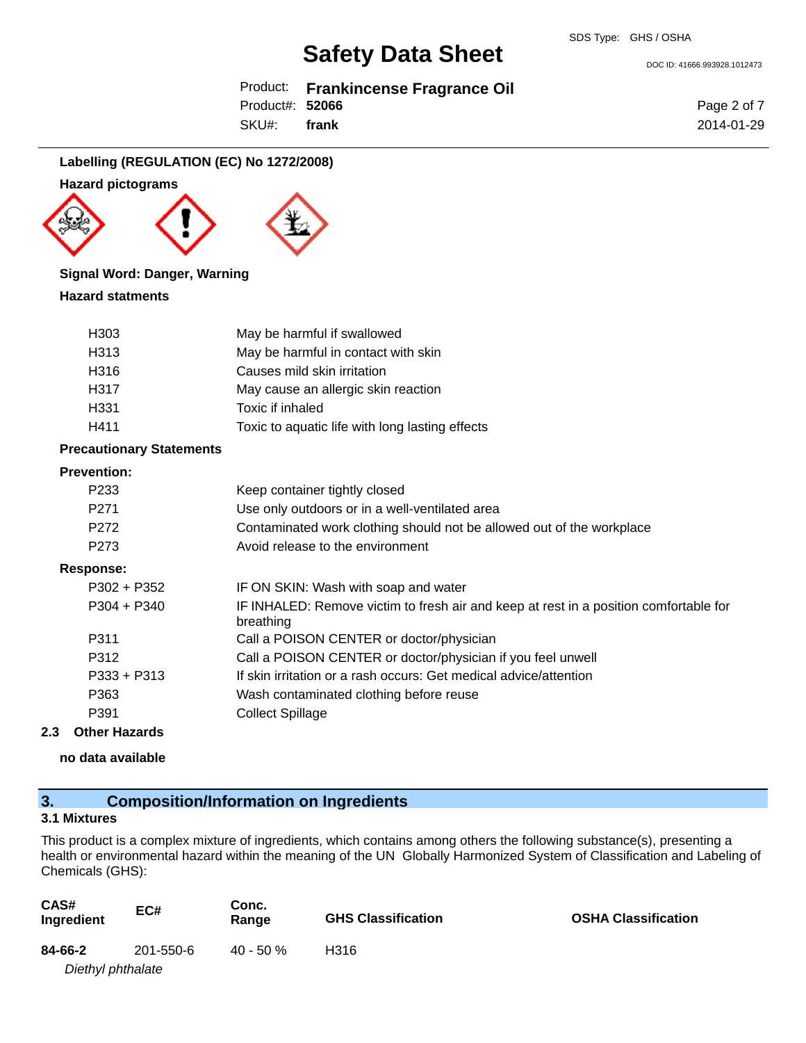**Labelling (REGULATION (EC) No 1272/2008)**

**Hazard pictograms**

**Signal Word: Danger, Warning**

**Hazard statments**

| | |
|---|---|
| H303 | May be harmful if swallowed |
| H313 | May be harmful in contact with skin |
| H316 | Causes mild skin irritation |
| H317 | May cause an allergic skin reaction |
| H331 | Toxic if inhaled |
| H411 | Toxic to aquatic life with long lasting effects |

**Precautionary Statements**

**Prevention:**

| | |
|---|---|
| P233 | Keep container tightly closed |
| P271 | Use only outdoors or in a well-ventilated area |
| P272 | Contaminated work clothing should not be allowed out of the workplace |
| P273 | Avoid release to the environment |

**Response:**

| | |
|---|---|
| P302 + P352 | IF ON SKIN: Wash with soap and water |
| P304 + P340 | IF INHALED: Remove victim to fresh air and keep at rest in a position comfortable for breathing |
| P311 | Call a POISON CENTER or doctor/physician |
| P312 | Call a POISON CENTER or doctor/physician if you feel unwell |
| P333 + P313 | If skin irritation or a rash occurs: Get medical advice/attention |
| P363 | Wash contaminated clothing before reuse |
| P391 | Collect Spillage |

### 2.3 Other Hazards

**no data available**

## 3. Composition/Information on Ingredients

### 3.1 Mixtures

This product is a complex mixture of ingredients, which contains among others the following substance(s), presenting a health or environmental hazard within the meaning of the UN Globally Harmonized System of Classification and Labeling of Chemicals (GHS):

| CAS# Ingredient | EC# | Conc. Range | GHS Classification | OSHA Classification |
|---|---|---|---|---|
| **84-66-2** *Diethyl phthalate* | 201-550-6 | 40 - 50 % | H316 | |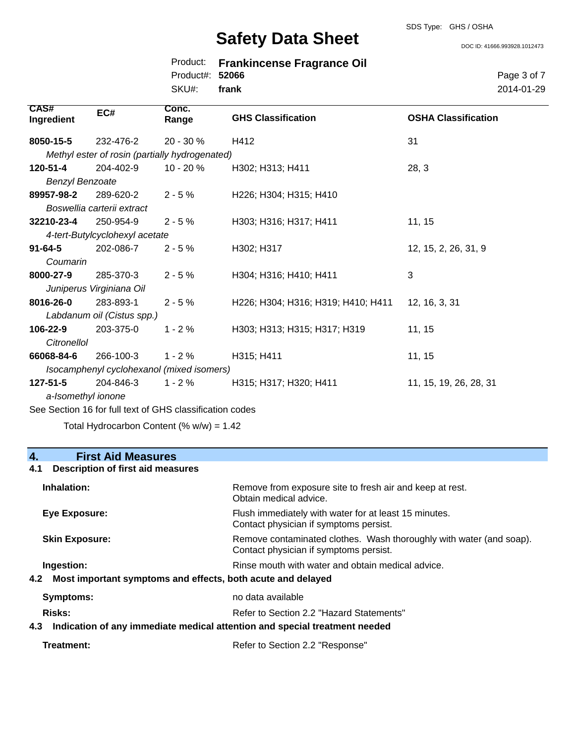| CAS# Ingredient | EC# | Conc. Range | GHS Classification | OSHA Classification |
|---|---|---|---|---|
| **8050-15-5** | 232-476-2 | 20 - 30 % | H412 | 31 |
| *Methyl ester of rosin (partially hydrogenated)* | | | | |
| **120-51-4** | 204-402-9 | 10 - 20 % | H302; H313; H411 | 28, 3 |
| *Benzyl Benzoate* | | | | |
| **89957-98-2** | 289-620-2 | 2 - 5 % | H226; H304; H315; H410 | |
| *Boswellia carterii extract* | | | | |
| **32210-23-4** | 250-954-9 | 2 - 5 % | H303; H316; H317; H411 | 11, 15 |
| *4-tert-Butylcyclohexyl acetate* | | | | |
| **91-64-5** | 202-086-7 | 2 - 5 % | H302; H317 | 12, 15, 2, 26, 31, 9 |
| *Coumarin* | | | | |
| **8000-27-9** | 285-370-3 | 2 - 5 % | H304; H316; H410; H411 | 3 |
| *Juniperus Virginiana Oil* | | | | |
| **8016-26-0** | 283-893-1 | 2 - 5 % | H226; H304; H316; H319; H410; H411 | 12, 16, 3, 31 |
| *Labdanum oil (Cistus spp.)* | | | | |
| **106-22-9** | 203-375-0 | 1 - 2 % | H303; H313; H315; H317; H319 | 11, 15 |
| *Citronellol* | | | | |
| **66068-84-6** | 266-100-3 | 1 - 2 % | H315; H411 | 11, 15 |
| *Isocamphenyl cyclohexanol (mixed isomers)* | | | | |
| **127-51-5** | 204-846-3 | 1 - 2 % | H315; H317; H320; H411 | 11, 15, 19, 26, 28, 31 |
| *a-Isomethyl ionone* | | | | |

See Section 16 for full text of GHS classification codes

Total Hydrocarbon Content (% w/w) = 1.42

## 4. First Aid Measures

### 4.1 Description of first aid measures

**Inhalation:** Remove from exposure site to fresh air and keep at rest. Obtain medical advice.

**Eye Exposure:** Flush immediately with water for at least 15 minutes. Contact physician if symptoms persist.

**Skin Exposure:** Remove contaminated clothes. Wash thoroughly with water (and soap). Contact physician if symptoms persist.

**Ingestion:** Rinse mouth with water and obtain medical advice.

### 4.2 Most important symptoms and effects, both acute and delayed

**Symptoms:** no data available

**Risks:** Refer to Section 2.2 "Hazard Statements"

### 4.3 Indication of any immediate medical attention and special treatment needed

**Treatment:** Refer to Section 2.2 "Response"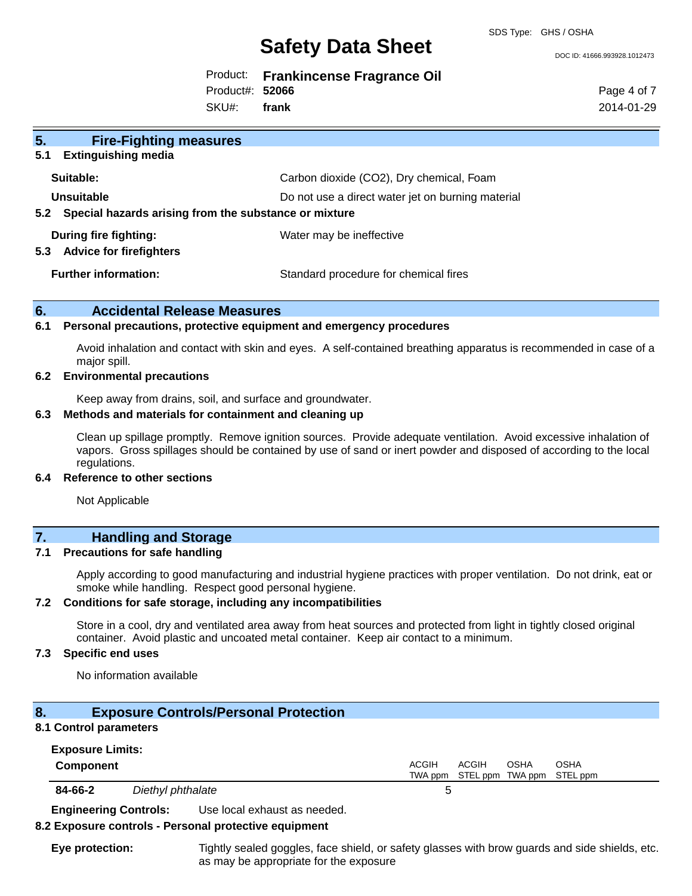## 5. Fire-Fighting measures

### 5.1 Extinguishing media

**Suitable:** Carbon dioxide ($CO_2$), Dry chemical, Foam

**Unsuitable** Do not use a direct water jet on burning material

### 5.2 Special hazards arising from the substance or mixture

**During fire fighting:** Water may be ineffective

### 5.3 Advice for firefighters

**Further information:** Standard procedure for chemical fires

## 6. Accidental Release Measures

### 6.1 Personal precautions, protective equipment and emergency procedures

Avoid inhalation and contact with skin and eyes. A self-contained breathing apparatus is recommended in case of a major spill.

### 6.2 Environmental precautions

Keep away from drains, soil, and surface and groundwater.

### 6.3 Methods and materials for containment and cleaning up

Clean up spillage promptly. Remove ignition sources. Provide adequate ventilation. Avoid excessive inhalation of vapors. Gross spillages should be contained by use of sand or inert powder and disposed of according to the local regulations.

### 6.4 Reference to other sections

Not Applicable

## 7. Handling and Storage

### 7.1 Precautions for safe handling

Apply according to good manufacturing and industrial hygiene practices with proper ventilation. Do not drink, eat or smoke while handling. Respect good personal hygiene.

### 7.2 Conditions for safe storage, including any incompatibilities

Store in a cool, dry and ventilated area away from heat sources and protected from light in tightly closed original container. Avoid plastic and uncoated metal container. Keep air contact to a minimum.

### 7.3 Specific end uses

No information available

## 8. Exposure Controls/Personal Protection

### 8.1 Control parameters

**Exposure Limits:**

| Component | | ACGIH TWA ppm | ACGIH STEL ppm | OSHA TWA ppm | OSHA STEL ppm |
|---|---|---|---|---|---|
| 84-66-2 | *Diethyl phthalate* | 5 | | | |

**Engineering Controls:** Use local exhaust as needed.

### 8.2 Exposure controls - Personal protective equipment

**Eye protection:** Tightly sealed goggles, face shield, or safety glasses with brow guards and side shields, etc. as may be appropriate for the exposure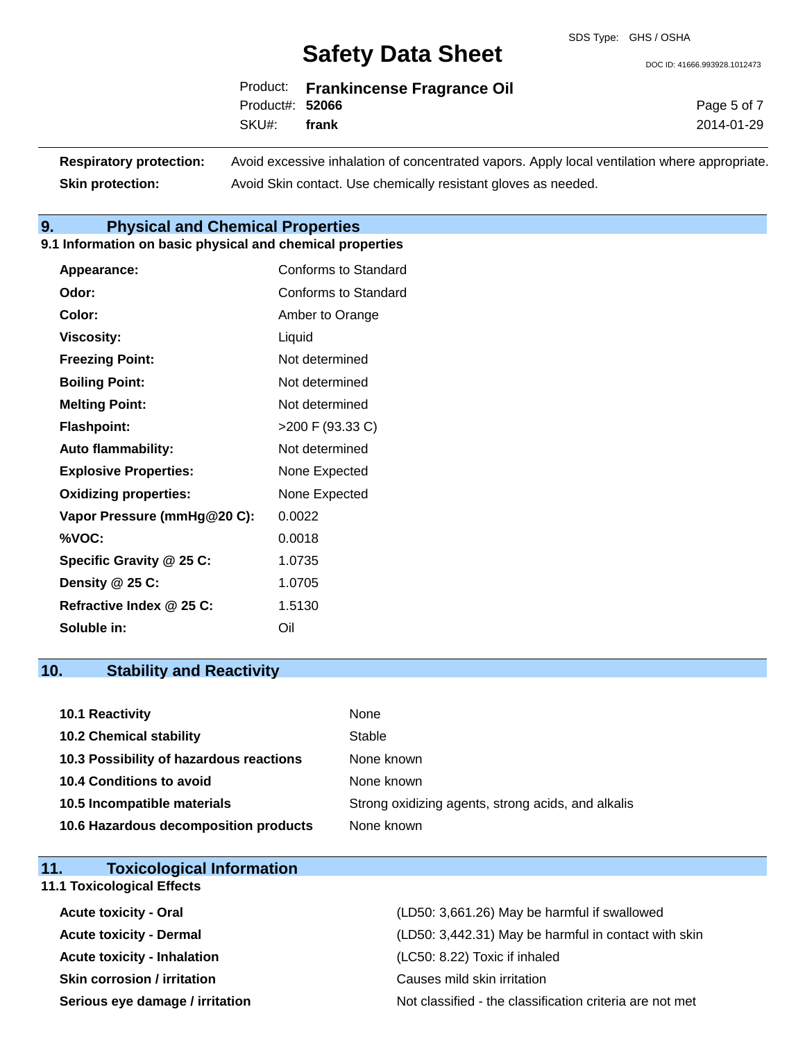| | |
|---|---|
| **Respiratory protection:** | Avoid excessive inhalation of concentrated vapors. Apply local ventilation where appropriate. |
| **Skin protection:** | Avoid Skin contact. Use chemically resistant gloves as needed. |

## 9. Physical and Chemical Properties

### 9.1 Information on basic physical and chemical properties

| | |
|---|---|
| **Appearance:** | Conforms to Standard |
| **Odor:** | Conforms to Standard |
| **Color:** | Amber to Orange |
| **Viscosity:** | Liquid |
| **Freezing Point:** | Not determined |
| **Boiling Point:** | Not determined |
| **Melting Point:** | Not determined |
| **Flashpoint:** | >200 F (93.33 C) |
| **Auto flammability:** | Not determined |
| **Explosive Properties:** | None Expected |
| **Oxidizing properties:** | None Expected |
| **Vapor Pressure (mmHg@20 C):** | 0.0022 |
| **%VOC:** | 0.0018 |
| **Specific Gravity @ 25 C:** | 1.0735 |
| **Density @ 25 C:** | 1.0705 |
| **Refractive Index @ 25 C:** | 1.5130 |
| **Soluble in:** | Oil |

## 10. Stability and Reactivity

| | |
|---|---|
| **10.1 Reactivity** | None |
| **10.2 Chemical stability** | Stable |
| **10.3 Possibility of hazardous reactions** | None known |
| **10.4 Conditions to avoid** | None known |
| **10.5 Incompatible materials** | Strong oxidizing agents, strong acids, and alkalis |
| **10.6 Hazardous decomposition products** | None known |

## 11. Toxicological Information

### 11.1 Toxicological Effects

| | |
|---|---|
| **Acute toxicity - Oral** | (LD50: 3,661.26) May be harmful if swallowed |
| **Acute toxicity - Dermal** | (LD50: 3,442.31) May be harmful in contact with skin |
| **Acute toxicity - Inhalation** | (LC50: 8.22) Toxic if inhaled |
| **Skin corrosion / irritation** | Causes mild skin irritation |
| **Serious eye damage / irritation** | Not classified - the classification criteria are not met |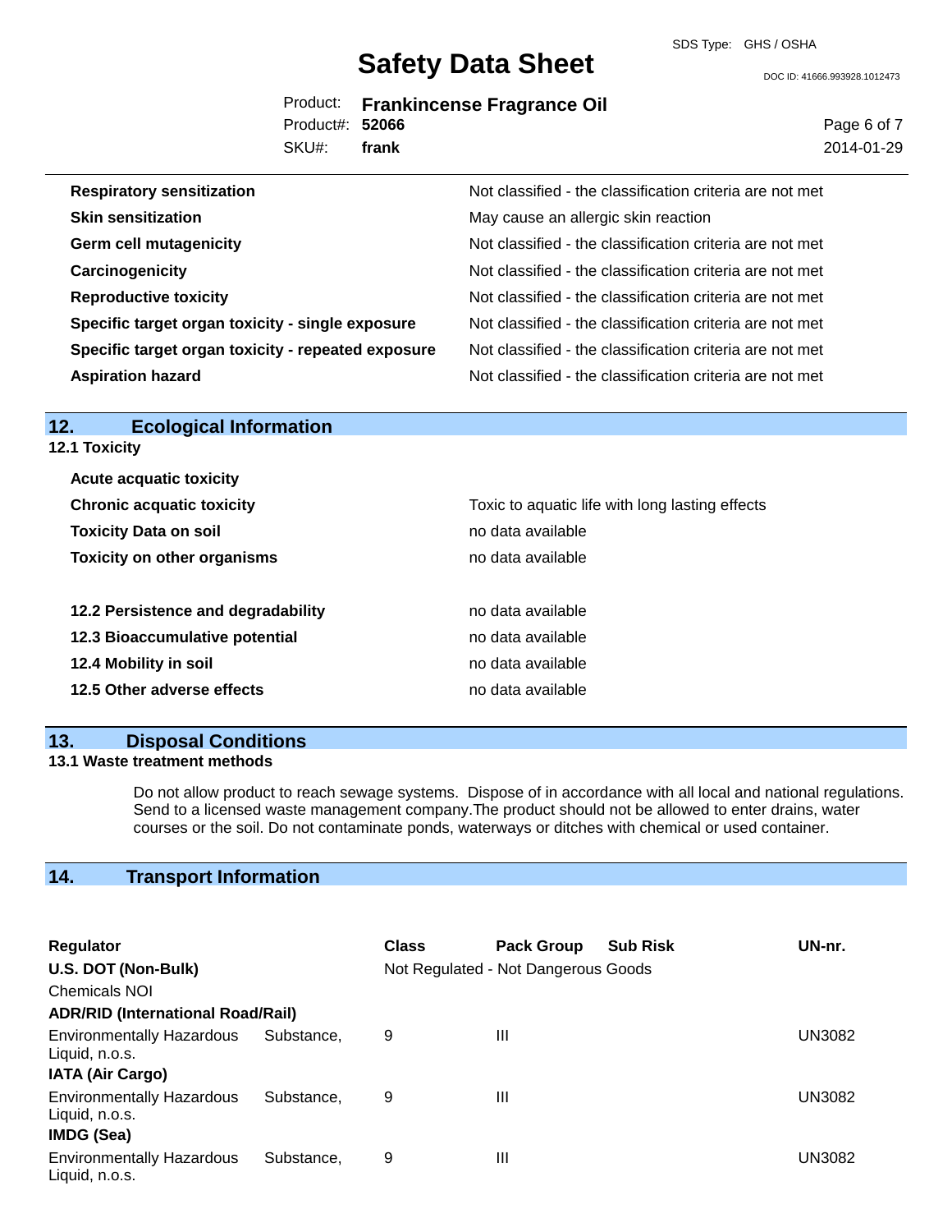| | |
|---|---|
| **Respiratory sensitization** | Not classified - the classification criteria are not met |
| **Skin sensitization** | May cause an allergic skin reaction |
| **Germ cell mutagenicity** | Not classified - the classification criteria are not met |
| **Carcinogenicity** | Not classified - the classification criteria are not met |
| **Reproductive toxicity** | Not classified - the classification criteria are not met |
| **Specific target organ toxicity - single exposure** | Not classified - the classification criteria are not met |
| **Specific target organ toxicity - repeated exposure** | Not classified - the classification criteria are not met |
| **Aspiration hazard** | Not classified - the classification criteria are not met |

## 12. Ecological Information

### 12.1 Toxicity

| | |
|---|---|
| **Acute acquatic toxicity** | |
| **Chronic acquatic toxicity** | Toxic to aquatic life with long lasting effects |
| **Toxicity Data on soil** | no data available |
| **Toxicity on other organisms** | no data available |

| | |
|---|---|
| **12.2 Persistence and degradability** | no data available |
| **12.3 Bioaccumulative potential** | no data available |
| **12.4 Mobility in soil** | no data available |
| **12.5 Other adverse effects** | no data available |

## 13. Disposal Conditions

### 13.1 Waste treatment methods

Do not allow product to reach sewage systems. Dispose of in accordance with all local and national regulations. Send to a licensed waste management company.The product should not be allowed to enter drains, water courses or the soil. Do not contaminate ponds, waterways or ditches with chemical or used container.

## 14. Transport Information

| Regulator | Class | Pack Group | Sub Risk | UN-nr. |
|---|---|---|---|---|
| **U.S. DOT (Non-Bulk)** | Not Regulated - Not Dangerous Goods | | | |
| Chemicals NOI | | | | |
| **ADR/RID (International Road/Rail)** | | | | |
| Environmentally Hazardous Substance, Liquid, n.o.s. | 9 | III | | UN3082 |
| **IATA (Air Cargo)** | | | | |
| Environmentally Hazardous Substance, Liquid, n.o.s. | 9 | III | | UN3082 |
| **IMDG (Sea)** | | | | |
| Environmentally Hazardous Substance, Liquid, n.o.s. | 9 | III | | UN3082 |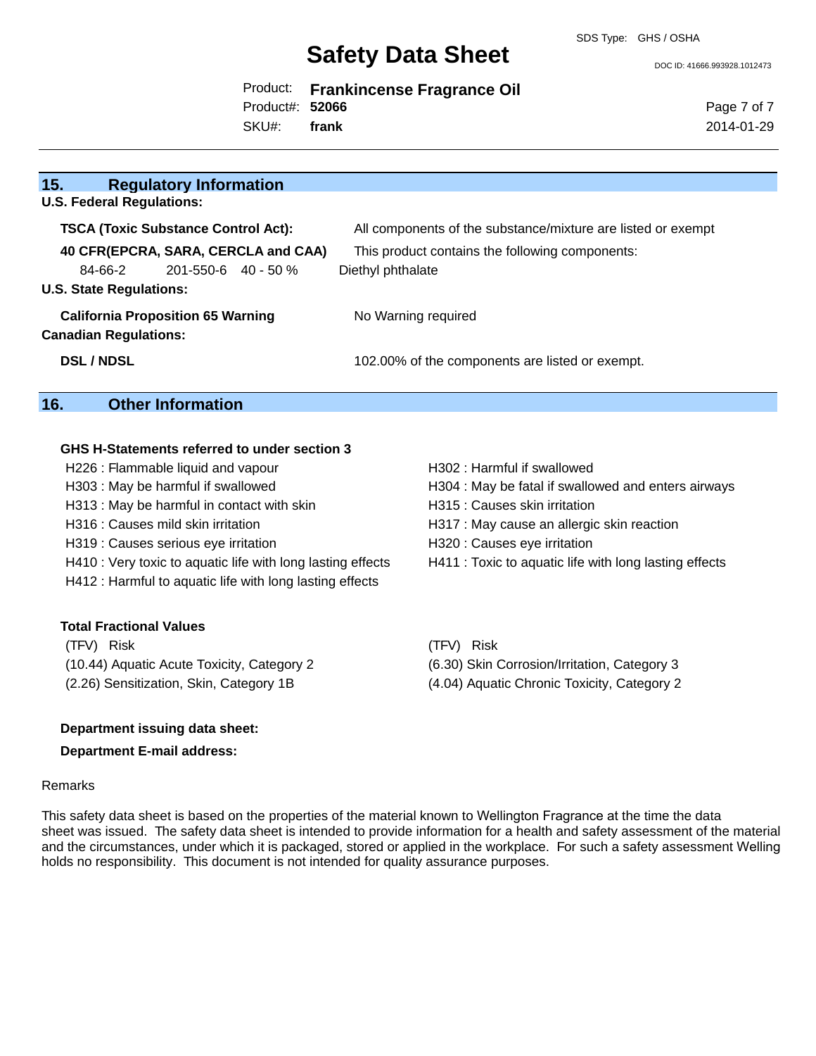## 15. Regulatory Information

**U.S. Federal Regulations:**

| | |
|---|---|
| **TSCA (Toxic Substance Control Act):** | All components of the substance/mixture are listed or exempt |
| **40 CFR(EPCRA, SARA, CERCLA and CAA)** | This product contains the following components: |
| 84-66-2    201-550-6    40 - 50 % | Diethyl phthalate |

**U.S. State Regulations:**

| | |
|---|---|
| **California Proposition 65 Warning** | No Warning required |

**Canadian Regulations:**

| | |
|---|---|
| **DSL / NDSL** | 102.00% of the components are listed or exempt. |

## 16. Other Information

**GHS H-Statements referred to under section 3**

- H226 : Flammable liquid and vapour
- H302 : Harmful if swallowed
- H303 : May be harmful if swallowed
- H304 : May be fatal if swallowed and enters airways
- H313 : May be harmful in contact with skin
- H315 : Causes skin irritation
- H316 : Causes mild skin irritation
- H317 : May cause an allergic skin reaction
- H319 : Causes serious eye irritation
- H320 : Causes eye irritation
- H410 : Very toxic to aquatic life with long lasting effects
- H411 : Toxic to aquatic life with long lasting effects
- H412 : Harmful to aquatic life with long lasting effects

**Total Fractional Values**

| (TFV) | Risk | (TFV) | Risk |
|---|---|---|---|
| (10.44) | Aquatic Acute Toxicity, Category 2 | (6.30) | Skin Corrosion/Irritation, Category 3 |
| (2.26) | Sensitization, Skin, Category 1B | (4.04) | Aquatic Chronic Toxicity, Category 2 |

**Department issuing data sheet:**

**Department E-mail address:**

Remarks

This safety data sheet is based on the properties of the material known to Wellington Fragrance at the time the data sheet was issued. The safety data sheet is intended to provide information for a health and safety assessment of the material and the circumstances, under which it is packaged, stored or applied in the workplace. For such a safety assessment Welling holds no responsibility. This document is not intended for quality assurance purposes.